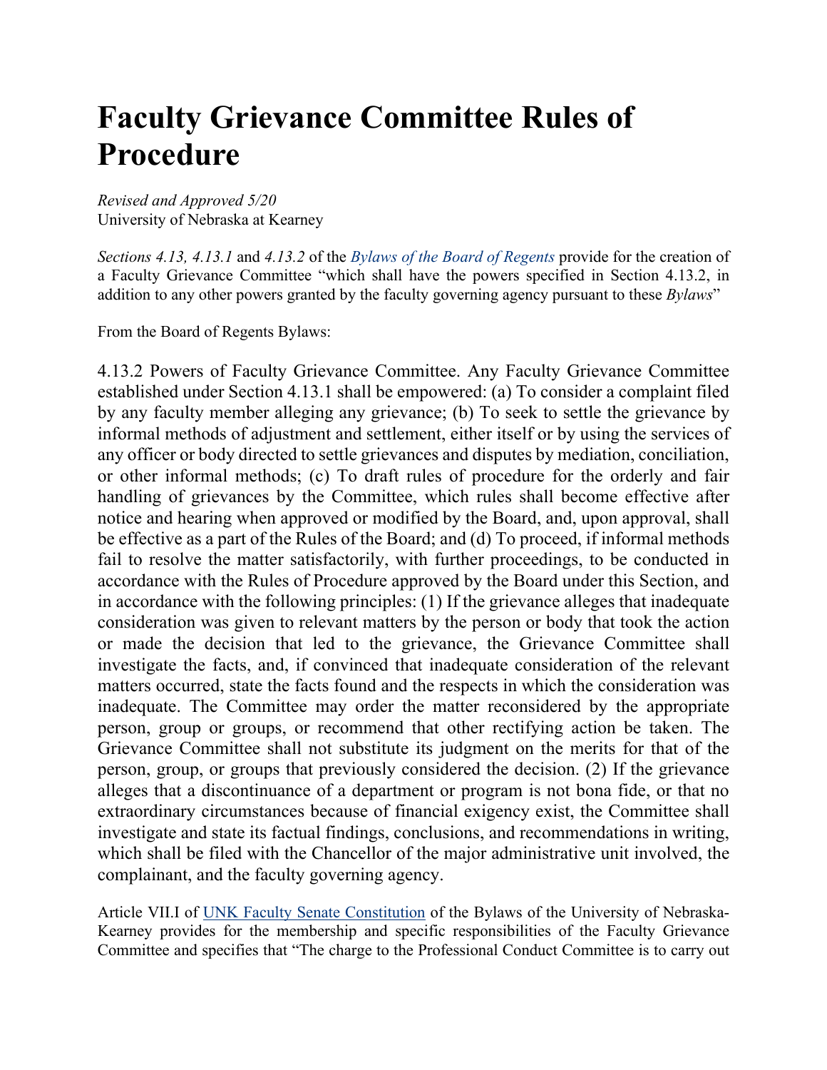# Faculty Grievance Committee Rules of Procedure

*Revised and Approved 5/20*
University of Nebraska at Kearney

*Sections 4.13, 4.13.1* and *4.13.2* of the *Bylaws of the Board of Regents* provide for the creation of a Faculty Grievance Committee "which shall have the powers specified in Section 4.13.2, in addition to any other powers granted by the faculty governing agency pursuant to these *Bylaws*"

From the Board of Regents Bylaws:

4.13.2 Powers of Faculty Grievance Committee. Any Faculty Grievance Committee established under Section 4.13.1 shall be empowered: (a) To consider a complaint filed by any faculty member alleging any grievance; (b) To seek to settle the grievance by informal methods of adjustment and settlement, either itself or by using the services of any officer or body directed to settle grievances and disputes by mediation, conciliation, or other informal methods; (c) To draft rules of procedure for the orderly and fair handling of grievances by the Committee, which rules shall become effective after notice and hearing when approved or modified by the Board, and, upon approval, shall be effective as a part of the Rules of the Board; and (d) To proceed, if informal methods fail to resolve the matter satisfactorily, with further proceedings, to be conducted in accordance with the Rules of Procedure approved by the Board under this Section, and in accordance with the following principles: (1) If the grievance alleges that inadequate consideration was given to relevant matters by the person or body that took the action or made the decision that led to the grievance, the Grievance Committee shall investigate the facts, and, if convinced that inadequate consideration of the relevant matters occurred, state the facts found and the respects in which the consideration was inadequate. The Committee may order the matter reconsidered by the appropriate person, group or groups, or recommend that other rectifying action be taken. The Grievance Committee shall not substitute its judgment on the merits for that of the person, group, or groups that previously considered the decision. (2) If the grievance alleges that a discontinuance of a department or program is not bona fide, or that no extraordinary circumstances because of financial exigency exist, the Committee shall investigate and state its factual findings, conclusions, and recommendations in writing, which shall be filed with the Chancellor of the major administrative unit involved, the complainant, and the faculty governing agency.

Article VII.I of UNK Faculty Senate Constitution of the Bylaws of the University of Nebraska-Kearney provides for the membership and specific responsibilities of the Faculty Grievance Committee and specifies that "The charge to the Professional Conduct Committee is to carry out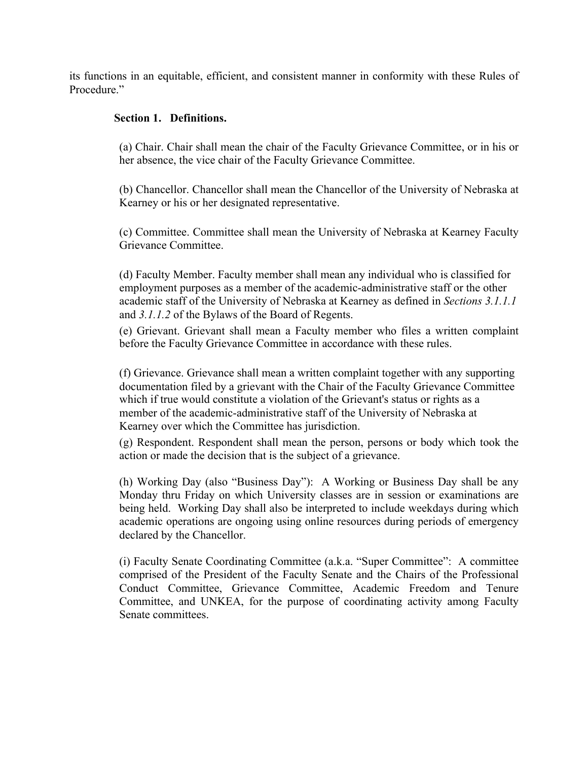its functions in an equitable, efficient, and consistent manner in conformity with these Rules of Procedure."

**Section 1. Definitions.**

(a) Chair. Chair shall mean the chair of the Faculty Grievance Committee, or in his or her absence, the vice chair of the Faculty Grievance Committee.

(b) Chancellor. Chancellor shall mean the Chancellor of the University of Nebraska at Kearney or his or her designated representative.

(c) Committee. Committee shall mean the University of Nebraska at Kearney Faculty Grievance Committee.

(d) Faculty Member. Faculty member shall mean any individual who is classified for employment purposes as a member of the academic-administrative staff or the other academic staff of the University of Nebraska at Kearney as defined in *Sections 3.1.1.1* and *3.1.1.2* of the Bylaws of the Board of Regents.

(e) Grievant. Grievant shall mean a Faculty member who files a written complaint before the Faculty Grievance Committee in accordance with these rules.

(f) Grievance. Grievance shall mean a written complaint together with any supporting documentation filed by a grievant with the Chair of the Faculty Grievance Committee which if true would constitute a violation of the Grievant's status or rights as a member of the academic-administrative staff of the University of Nebraska at Kearney over which the Committee has jurisdiction.

(g) Respondent. Respondent shall mean the person, persons or body which took the action or made the decision that is the subject of a grievance.

(h) Working Day (also "Business Day"): A Working or Business Day shall be any Monday thru Friday on which University classes are in session or examinations are being held. Working Day shall also be interpreted to include weekdays during which academic operations are ongoing using online resources during periods of emergency declared by the Chancellor.

(i) Faculty Senate Coordinating Committee (a.k.a. "Super Committee": A committee comprised of the President of the Faculty Senate and the Chairs of the Professional Conduct Committee, Grievance Committee, Academic Freedom and Tenure Committee, and UNKEA, for the purpose of coordinating activity among Faculty Senate committees.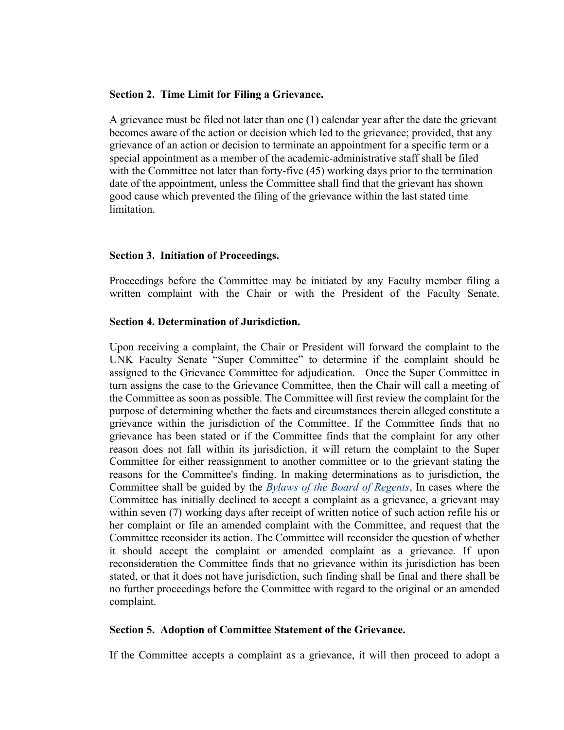**Section 2. Time Limit for Filing a Grievance.**

A grievance must be filed not later than one (1) calendar year after the date the grievant becomes aware of the action or decision which led to the grievance; provided, that any grievance of an action or decision to terminate an appointment for a specific term or a special appointment as a member of the academic-administrative staff shall be filed with the Committee not later than forty-five (45) working days prior to the termination date of the appointment, unless the Committee shall find that the grievant has shown good cause which prevented the filing of the grievance within the last stated time limitation.

**Section 3. Initiation of Proceedings.**

Proceedings before the Committee may be initiated by any Faculty member filing a written complaint with the Chair or with the President of the Faculty Senate.

**Section 4. Determination of Jurisdiction.**

Upon receiving a complaint, the Chair or President will forward the complaint to the UNK Faculty Senate "Super Committee" to determine if the complaint should be assigned to the Grievance Committee for adjudication. Once the Super Committee in turn assigns the case to the Grievance Committee, then the Chair will call a meeting of the Committee as soon as possible. The Committee will first review the complaint for the purpose of determining whether the facts and circumstances therein alleged constitute a grievance within the jurisdiction of the Committee. If the Committee finds that no grievance has been stated or if the Committee finds that the complaint for any other reason does not fall within its jurisdiction, it will return the complaint to the Super Committee for either reassignment to another committee or to the grievant stating the reasons for the Committee's finding. In making determinations as to jurisdiction, the Committee shall be guided by the *Bylaws of the Board of Regents*, In cases where the Committee has initially declined to accept a complaint as a grievance, a grievant may within seven (7) working days after receipt of written notice of such action refile his or her complaint or file an amended complaint with the Committee, and request that the Committee reconsider its action. The Committee will reconsider the question of whether it should accept the complaint or amended complaint as a grievance. If upon reconsideration the Committee finds that no grievance within its jurisdiction has been stated, or that it does not have jurisdiction, such finding shall be final and there shall be no further proceedings before the Committee with regard to the original or an amended complaint.

**Section 5. Adoption of Committee Statement of the Grievance.**

If the Committee accepts a complaint as a grievance, it will then proceed to adopt a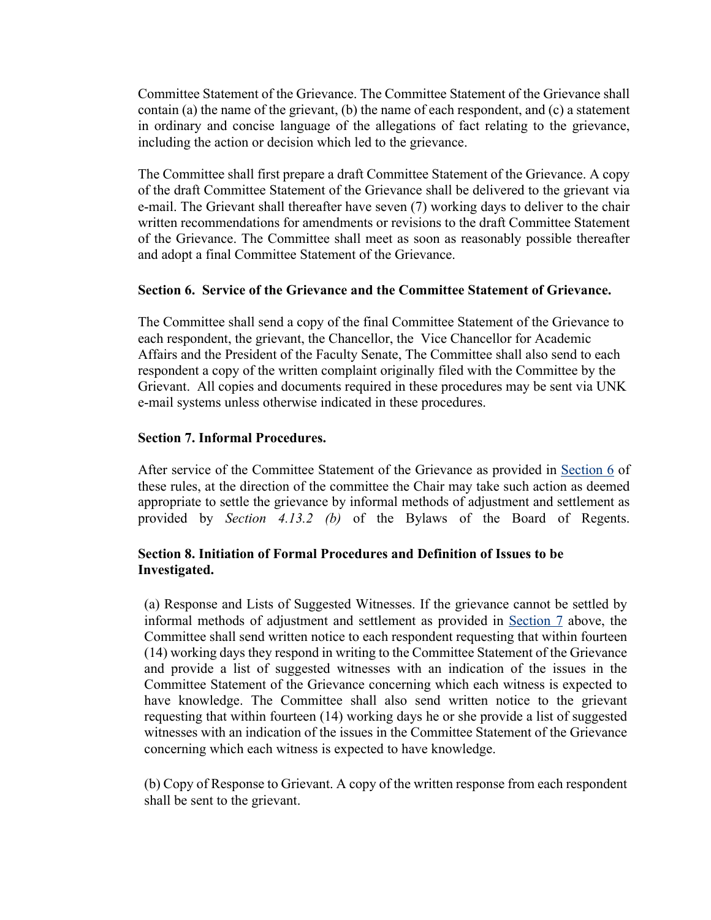Committee Statement of the Grievance. The Committee Statement of the Grievance shall contain (a) the name of the grievant, (b) the name of each respondent, and (c) a statement in ordinary and concise language of the allegations of fact relating to the grievance, including the action or decision which led to the grievance.

The Committee shall first prepare a draft Committee Statement of the Grievance. A copy of the draft Committee Statement of the Grievance shall be delivered to the grievant via e-mail. The Grievant shall thereafter have seven (7) working days to deliver to the chair written recommendations for amendments or revisions to the draft Committee Statement of the Grievance. The Committee shall meet as soon as reasonably possible thereafter and adopt a final Committee Statement of the Grievance.

**Section 6. Service of the Grievance and the Committee Statement of Grievance.**

The Committee shall send a copy of the final Committee Statement of the Grievance to each respondent, the grievant, the Chancellor, the Vice Chancellor for Academic Affairs and the President of the Faculty Senate, The Committee shall also send to each respondent a copy of the written complaint originally filed with the Committee by the Grievant. All copies and documents required in these procedures may be sent via UNK e-mail systems unless otherwise indicated in these procedures.

**Section 7. Informal Procedures.**

After service of the Committee Statement of the Grievance as provided in Section 6 of these rules, at the direction of the committee the Chair may take such action as deemed appropriate to settle the grievance by informal methods of adjustment and settlement as provided by *Section 4.13.2 (b)* of the Bylaws of the Board of Regents.

**Section 8. Initiation of Formal Procedures and Definition of Issues to be Investigated.**

(a) Response and Lists of Suggested Witnesses. If the grievance cannot be settled by informal methods of adjustment and settlement as provided in Section 7 above, the Committee shall send written notice to each respondent requesting that within fourteen (14) working days they respond in writing to the Committee Statement of the Grievance and provide a list of suggested witnesses with an indication of the issues in the Committee Statement of the Grievance concerning which each witness is expected to have knowledge. The Committee shall also send written notice to the grievant requesting that within fourteen (14) working days he or she provide a list of suggested witnesses with an indication of the issues in the Committee Statement of the Grievance concerning which each witness is expected to have knowledge.

(b) Copy of Response to Grievant. A copy of the written response from each respondent shall be sent to the grievant.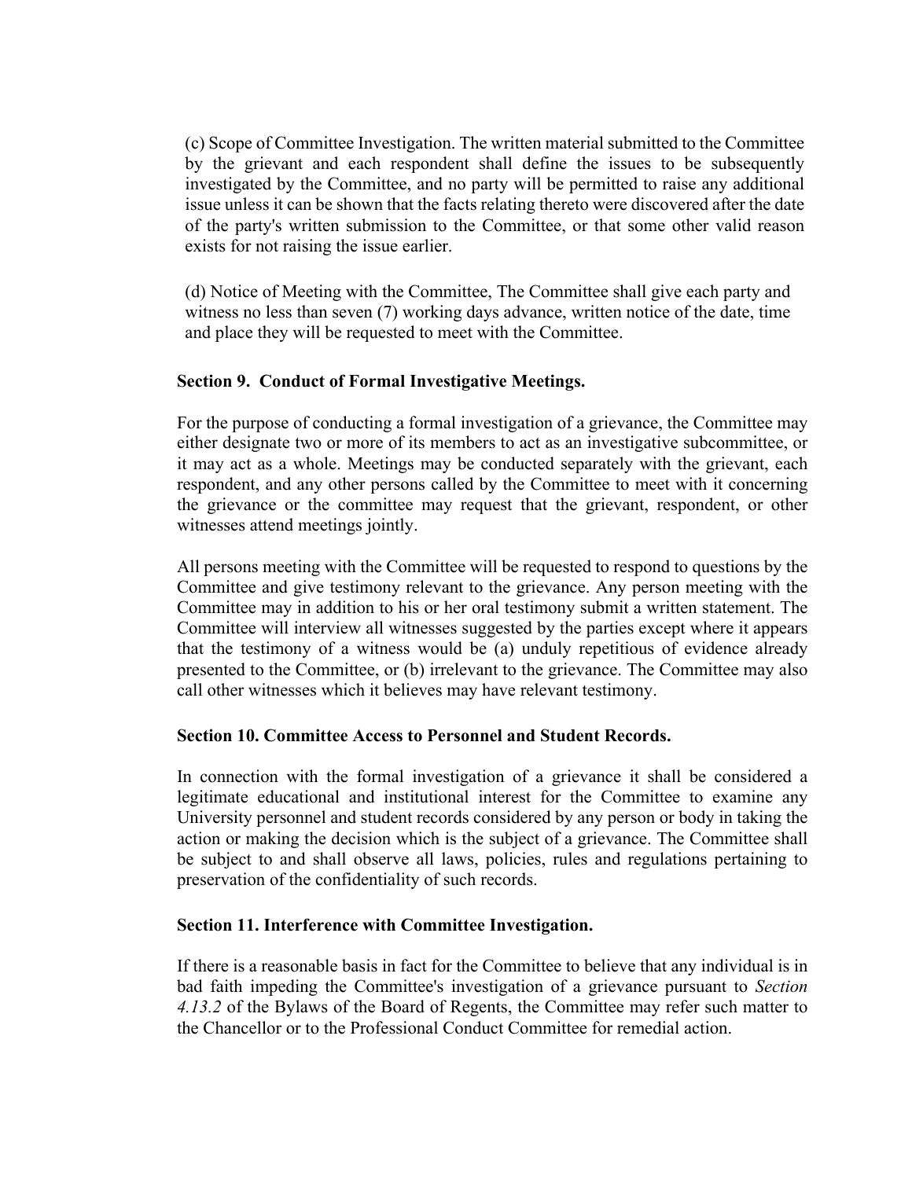(c) Scope of Committee Investigation. The written material submitted to the Committee by the grievant and each respondent shall define the issues to be subsequently investigated by the Committee, and no party will be permitted to raise any additional issue unless it can be shown that the facts relating thereto were discovered after the date of the party's written submission to the Committee, or that some other valid reason exists for not raising the issue earlier.

(d) Notice of Meeting with the Committee, The Committee shall give each party and witness no less than seven (7) working days advance, written notice of the date, time and place they will be requested to meet with the Committee.

**Section 9. Conduct of Formal Investigative Meetings.**

For the purpose of conducting a formal investigation of a grievance, the Committee may either designate two or more of its members to act as an investigative subcommittee, or it may act as a whole. Meetings may be conducted separately with the grievant, each respondent, and any other persons called by the Committee to meet with it concerning the grievance or the committee may request that the grievant, respondent, or other witnesses attend meetings jointly.

All persons meeting with the Committee will be requested to respond to questions by the Committee and give testimony relevant to the grievance. Any person meeting with the Committee may in addition to his or her oral testimony submit a written statement. The Committee will interview all witnesses suggested by the parties except where it appears that the testimony of a witness would be (a) unduly repetitious of evidence already presented to the Committee, or (b) irrelevant to the grievance. The Committee may also call other witnesses which it believes may have relevant testimony.

**Section 10. Committee Access to Personnel and Student Records.**

In connection with the formal investigation of a grievance it shall be considered a legitimate educational and institutional interest for the Committee to examine any University personnel and student records considered by any person or body in taking the action or making the decision which is the subject of a grievance. The Committee shall be subject to and shall observe all laws, policies, rules and regulations pertaining to preservation of the confidentiality of such records.

**Section 11. Interference with Committee Investigation.**

If there is a reasonable basis in fact for the Committee to believe that any individual is in bad faith impeding the Committee's investigation of a grievance pursuant to *Section 4.13.2* of the Bylaws of the Board of Regents, the Committee may refer such matter to the Chancellor or to the Professional Conduct Committee for remedial action.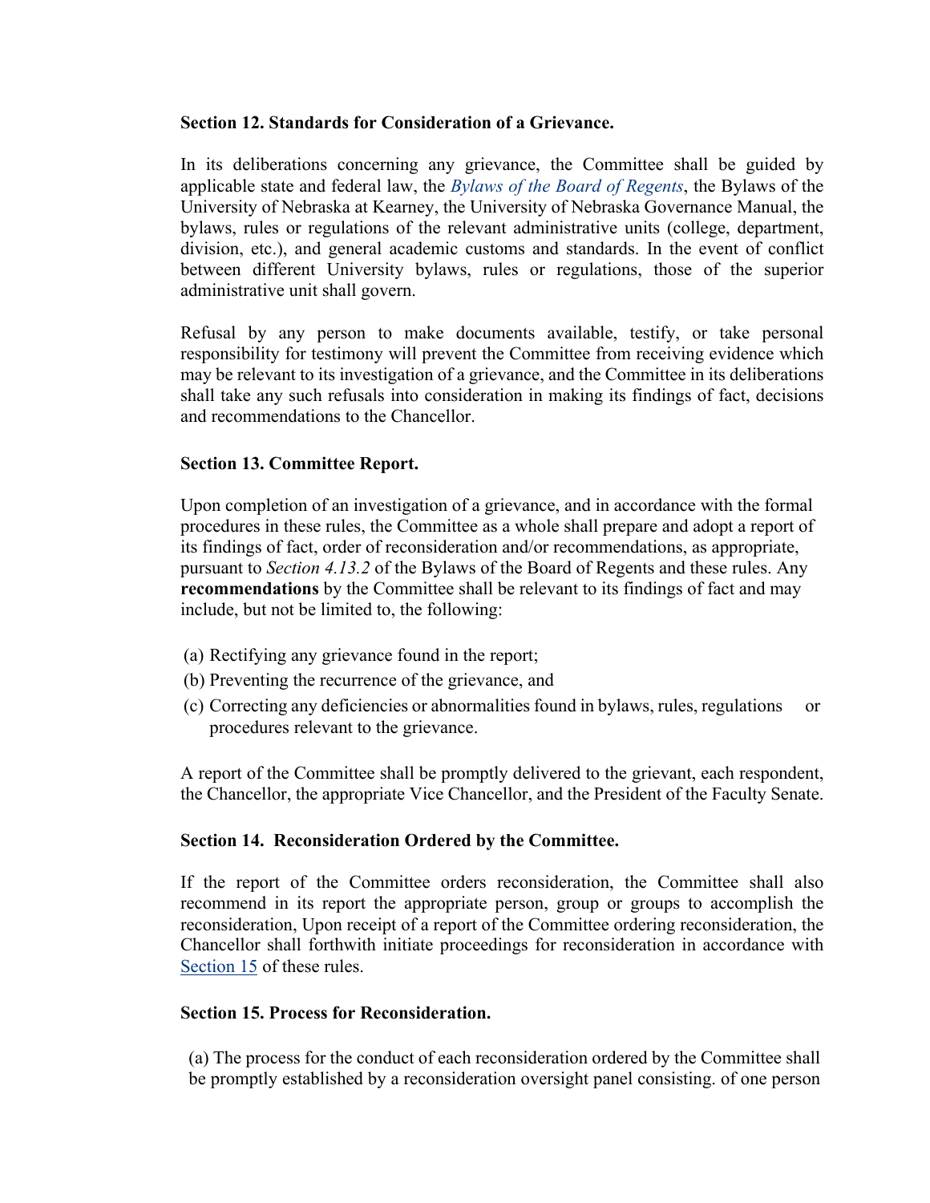**Section 12. Standards for Consideration of a Grievance.**

In its deliberations concerning any grievance, the Committee shall be guided by applicable state and federal law, the *Bylaws of the Board of Regents*, the Bylaws of the University of Nebraska at Kearney, the University of Nebraska Governance Manual, the bylaws, rules or regulations of the relevant administrative units (college, department, division, etc.), and general academic customs and standards. In the event of conflict between different University bylaws, rules or regulations, those of the superior administrative unit shall govern.

Refusal by any person to make documents available, testify, or take personal responsibility for testimony will prevent the Committee from receiving evidence which may be relevant to its investigation of a grievance, and the Committee in its deliberations shall take any such refusals into consideration in making its findings of fact, decisions and recommendations to the Chancellor.

**Section 13. Committee Report.**

Upon completion of an investigation of a grievance, and in accordance with the formal procedures in these rules, the Committee as a whole shall prepare and adopt a report of its findings of fact, order of reconsideration and/or recommendations, as appropriate, pursuant to *Section 4.13.2* of the Bylaws of the Board of Regents and these rules. Any **recommendations** by the Committee shall be relevant to its findings of fact and may include, but not be limited to, the following:

(a) Rectifying any grievance found in the report;
(b) Preventing the recurrence of the grievance, and
(c) Correcting any deficiencies or abnormalities found in bylaws, rules, regulations or procedures relevant to the grievance.

A report of the Committee shall be promptly delivered to the grievant, each respondent, the Chancellor, the appropriate Vice Chancellor, and the President of the Faculty Senate.

**Section 14. Reconsideration Ordered by the Committee.**

If the report of the Committee orders reconsideration, the Committee shall also recommend in its report the appropriate person, group or groups to accomplish the reconsideration, Upon receipt of a report of the Committee ordering reconsideration, the Chancellor shall forthwith initiate proceedings for reconsideration in accordance with Section 15 of these rules.

**Section 15. Process for Reconsideration.**

(a) The process for the conduct of each reconsideration ordered by the Committee shall be promptly established by a reconsideration oversight panel consisting. of one person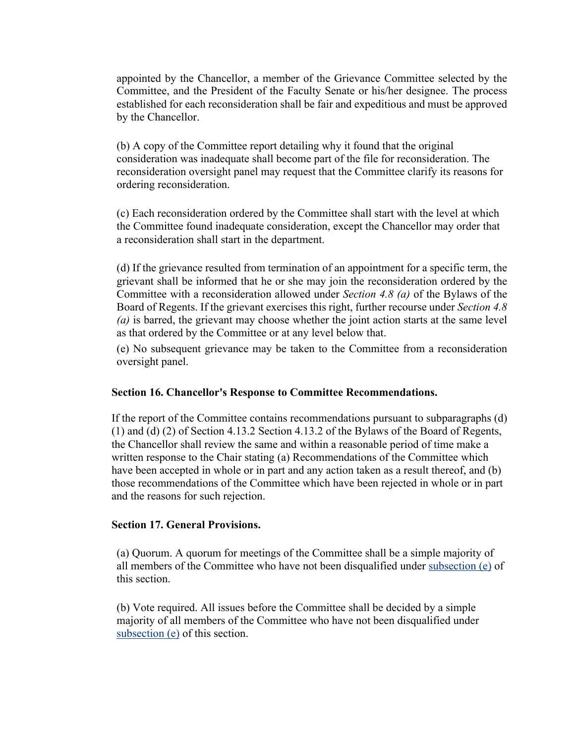appointed by the Chancellor, a member of the Grievance Committee selected by the Committee, and the President of the Faculty Senate or his/her designee. The process established for each reconsideration shall be fair and expeditious and must be approved by the Chancellor.

(b) A copy of the Committee report detailing why it found that the original consideration was inadequate shall become part of the file for reconsideration. The reconsideration oversight panel may request that the Committee clarify its reasons for ordering reconsideration.

(c) Each reconsideration ordered by the Committee shall start with the level at which the Committee found inadequate consideration, except the Chancellor may order that a reconsideration shall start in the department.

(d) If the grievance resulted from termination of an appointment for a specific term, the grievant shall be informed that he or she may join the reconsideration ordered by the Committee with a reconsideration allowed under *Section 4.8 (a)* of the Bylaws of the Board of Regents. If the grievant exercises this right, further recourse under *Section 4.8 (a)* is barred, the grievant may choose whether the joint action starts at the same level as that ordered by the Committee or at any level below that.

(e) No subsequent grievance may be taken to the Committee from a reconsideration oversight panel.

**Section 16. Chancellor's Response to Committee Recommendations.**

If the report of the Committee contains recommendations pursuant to subparagraphs (d) (1) and (d) (2) of Section 4.13.2 Section 4.13.2 of the Bylaws of the Board of Regents, the Chancellor shall review the same and within a reasonable period of time make a written response to the Chair stating (a) Recommendations of the Committee which have been accepted in whole or in part and any action taken as a result thereof, and (b) those recommendations of the Committee which have been rejected in whole or in part and the reasons for such rejection.

**Section 17. General Provisions.**

(a) Quorum. A quorum for meetings of the Committee shall be a simple majority of all members of the Committee who have not been disqualified under subsection (e) of this section.

(b) Vote required. All issues before the Committee shall be decided by a simple majority of all members of the Committee who have not been disqualified under subsection (e) of this section.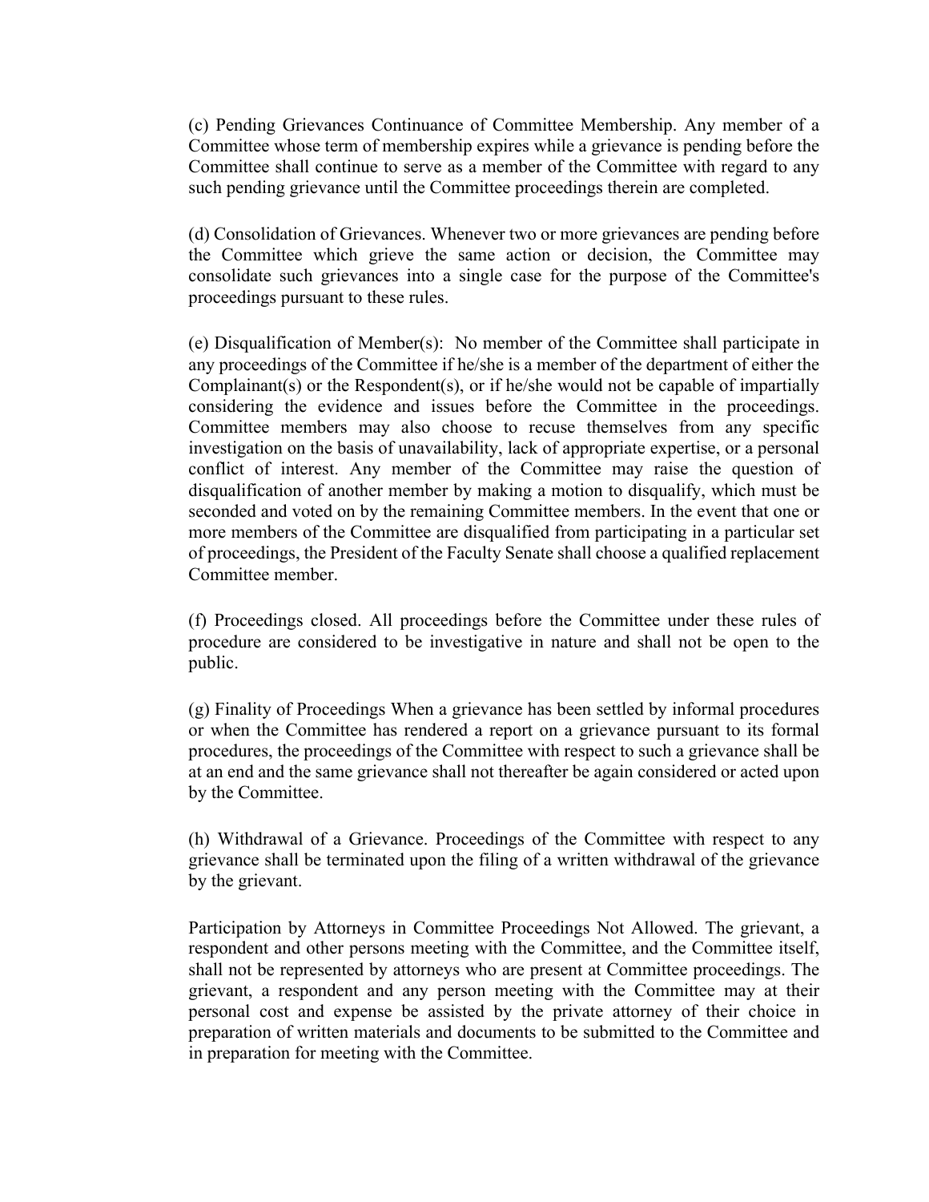(c) Pending Grievances Continuance of Committee Membership. Any member of a Committee whose term of membership expires while a grievance is pending before the Committee shall continue to serve as a member of the Committee with regard to any such pending grievance until the Committee proceedings therein are completed.

(d) Consolidation of Grievances. Whenever two or more grievances are pending before the Committee which grieve the same action or decision, the Committee may consolidate such grievances into a single case for the purpose of the Committee's proceedings pursuant to these rules.

(e) Disqualification of Member(s): No member of the Committee shall participate in any proceedings of the Committee if he/she is a member of the department of either the Complainant(s) or the Respondent(s), or if he/she would not be capable of impartially considering the evidence and issues before the Committee in the proceedings. Committee members may also choose to recuse themselves from any specific investigation on the basis of unavailability, lack of appropriate expertise, or a personal conflict of interest. Any member of the Committee may raise the question of disqualification of another member by making a motion to disqualify, which must be seconded and voted on by the remaining Committee members. In the event that one or more members of the Committee are disqualified from participating in a particular set of proceedings, the President of the Faculty Senate shall choose a qualified replacement Committee member.

(f) Proceedings closed. All proceedings before the Committee under these rules of procedure are considered to be investigative in nature and shall not be open to the public.

(g) Finality of Proceedings When a grievance has been settled by informal procedures or when the Committee has rendered a report on a grievance pursuant to its formal procedures, the proceedings of the Committee with respect to such a grievance shall be at an end and the same grievance shall not thereafter be again considered or acted upon by the Committee.

(h) Withdrawal of a Grievance. Proceedings of the Committee with respect to any grievance shall be terminated upon the filing of a written withdrawal of the grievance by the grievant.

Participation by Attorneys in Committee Proceedings Not Allowed. The grievant, a respondent and other persons meeting with the Committee, and the Committee itself, shall not be represented by attorneys who are present at Committee proceedings. The grievant, a respondent and any person meeting with the Committee may at their personal cost and expense be assisted by the private attorney of their choice in preparation of written materials and documents to be submitted to the Committee and in preparation for meeting with the Committee.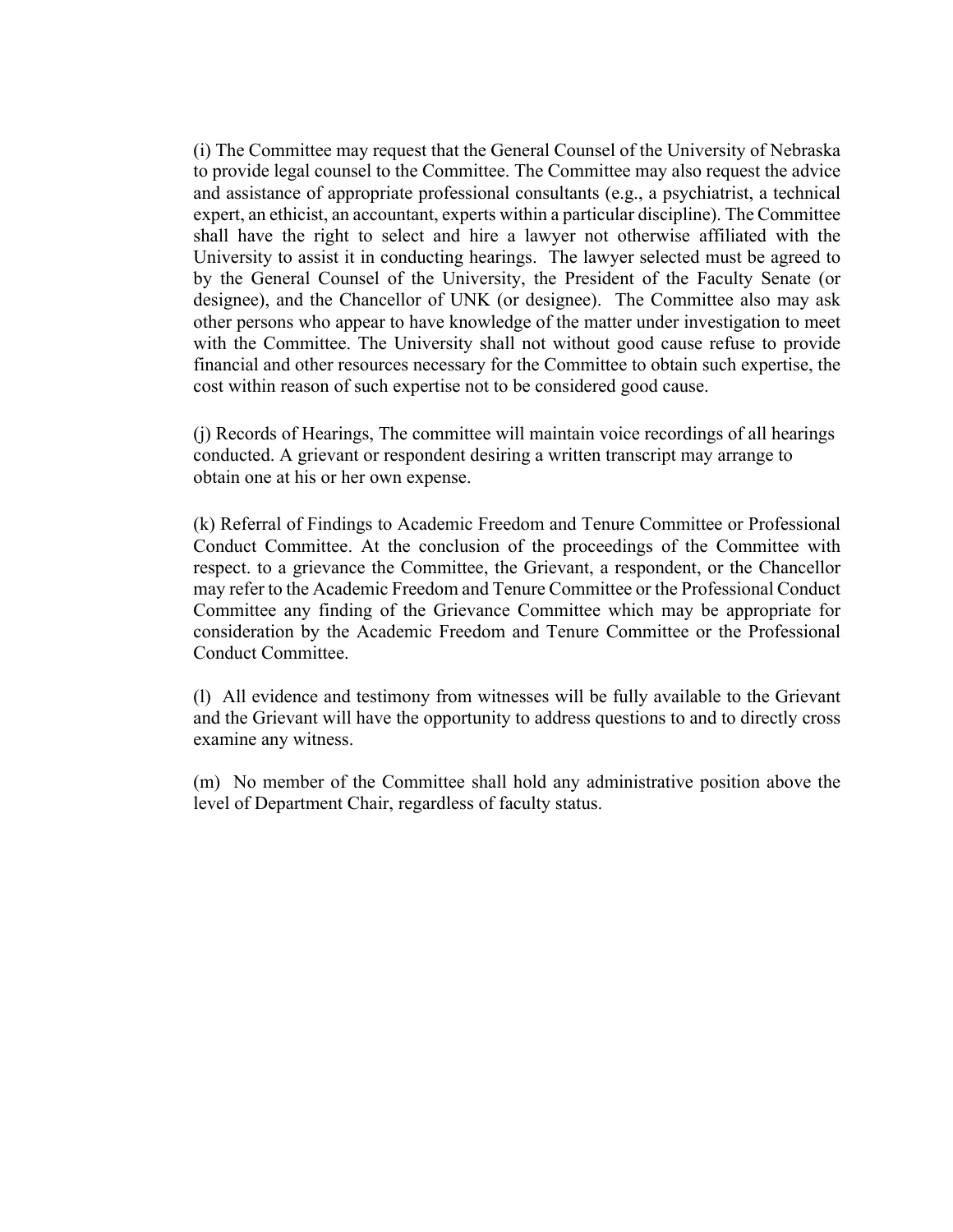(i) The Committee may request that the General Counsel of the University of Nebraska to provide legal counsel to the Committee. The Committee may also request the advice and assistance of appropriate professional consultants (e.g., a psychiatrist, a technical expert, an ethicist, an accountant, experts within a particular discipline). The Committee shall have the right to select and hire a lawyer not otherwise affiliated with the University to assist it in conducting hearings. The lawyer selected must be agreed to by the General Counsel of the University, the President of the Faculty Senate (or designee), and the Chancellor of UNK (or designee). The Committee also may ask other persons who appear to have knowledge of the matter under investigation to meet with the Committee. The University shall not without good cause refuse to provide financial and other resources necessary for the Committee to obtain such expertise, the cost within reason of such expertise not to be considered good cause.

(j) Records of Hearings, The committee will maintain voice recordings of all hearings conducted. A grievant or respondent desiring a written transcript may arrange to obtain one at his or her own expense.

(k) Referral of Findings to Academic Freedom and Tenure Committee or Professional Conduct Committee. At the conclusion of the proceedings of the Committee with respect. to a grievance the Committee, the Grievant, a respondent, or the Chancellor may refer to the Academic Freedom and Tenure Committee or the Professional Conduct Committee any finding of the Grievance Committee which may be appropriate for consideration by the Academic Freedom and Tenure Committee or the Professional Conduct Committee.

(l) All evidence and testimony from witnesses will be fully available to the Grievant and the Grievant will have the opportunity to address questions to and to directly cross examine any witness.

(m) No member of the Committee shall hold any administrative position above the level of Department Chair, regardless of faculty status.